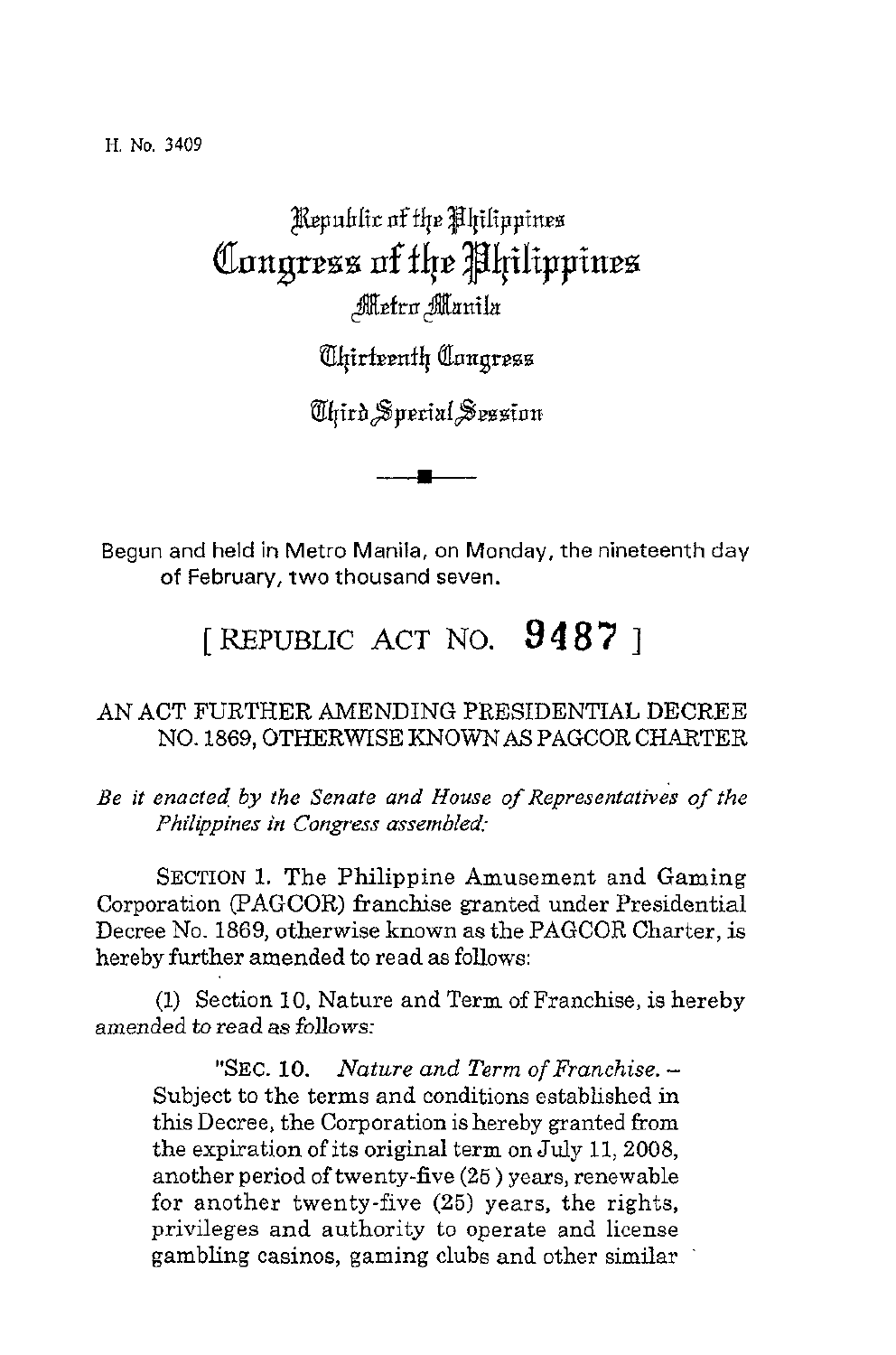H. No. 3409

# Republic of the Philippines
# Congress of the Philippines
## Metro Manila

### Thirteenth Congress

### Third Special Session

Begun and held in Metro Manila, on Monday, the nineteenth day of February, two thousand seven.

## [ REPUBLIC ACT NO. 9487 ]

### AN ACT FURTHER AMENDING PRESIDENTIAL DECREE NO. 1869, OTHERWISE KNOWN AS PAGCOR CHARTER

*Be it enacted by the Senate and House of Representatives of the Philippines in Congress assembled:*

SECTION 1. The Philippine Amusement and Gaming Corporation (PAGCOR) franchise granted under Presidential Decree No. 1869, otherwise known as the PAGCOR Charter, is hereby further amended to read as follows:

(1) Section 10, Nature and Term of Franchise, is hereby amended to read as follows:

> "SEC. 10. *Nature and Term of Franchise.* – Subject to the terms and conditions established in this Decree, the Corporation is hereby granted from the expiration of its original term on July 11, 2008, another period of twenty-five (25) years, renewable for another twenty-five (25) years, the rights, privileges and authority to operate and license gambling casinos, gaming clubs and other similar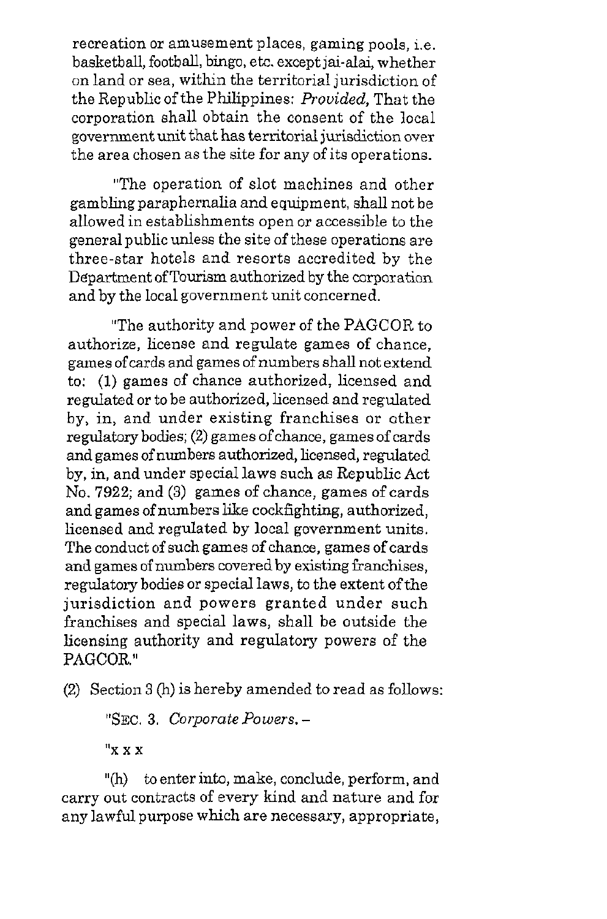recreation or amusement places, gaming pools, i.e. basketball, football, bingo, etc. except jai-alai, whether on land or sea, within the territorial jurisdiction of the Republic of the Philippines: *Provided,* That the corporation shall obtain the consent of the local government unit that has territorial jurisdiction over the area chosen as the site for any of its operations.

"The operation of slot machines and other gambling paraphernalia and equipment, shall not be allowed in establishments open or accessible to the general public unless the site of these operations are three-star hotels and resorts accredited by the Department of Tourism authorized by the corporation and by the local government unit concerned.

"The authority and power of the PAGCOR to authorize, license and regulate games of chance, games of cards and games of numbers shall not extend to: (1) games of chance authorized, licensed and regulated or to be authorized, licensed and regulated by, in, and under existing franchises or other regulatory bodies; (2) games of chance, games of cards and games of numbers authorized, licensed, regulated by, in, and under special laws such as Republic Act No. 7922; and (3) games of chance, games of cards and games of numbers like cockfighting, authorized, licensed and regulated by local government units. The conduct of such games of chance, games of cards and games of numbers covered by existing franchises, regulatory bodies or special laws, to the extent of the jurisdiction and powers granted under such franchises and special laws, shall be outside the licensing authority and regulatory powers of the PAGCOR."

(2) Section 3 (h) is hereby amended to read as follows:

"SEC. 3. *Corporate Powers.* –

"x x x

"(h) to enter into, make, conclude, perform, and carry out contracts of every kind and nature and for any lawful purpose which are necessary, appropriate,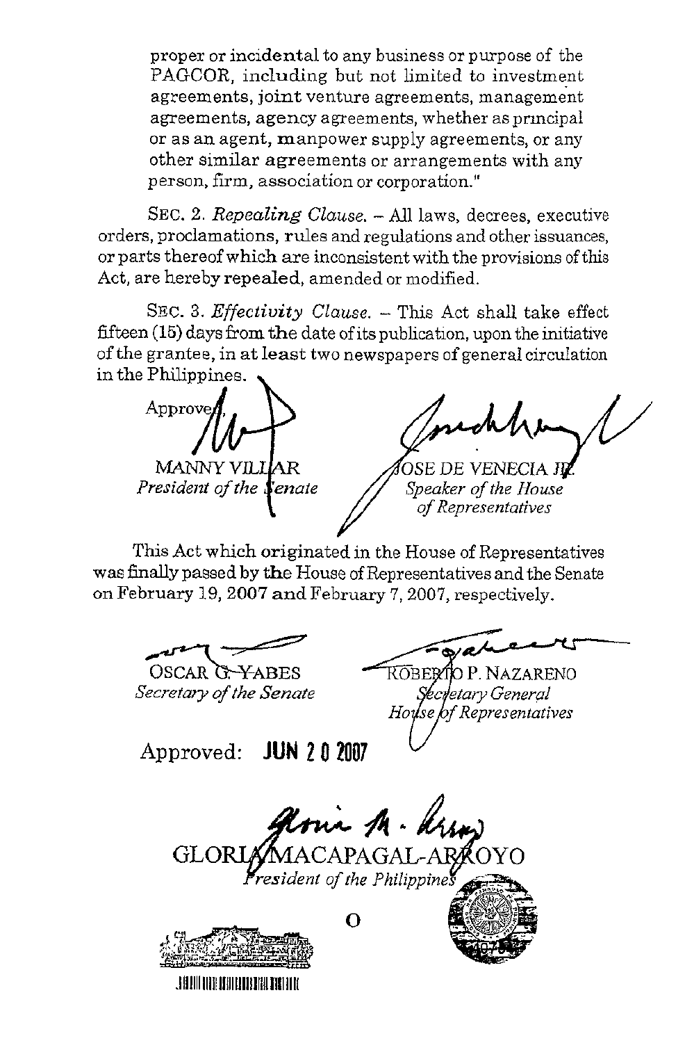proper or incidental to any business or purpose of the PAGCOR, including but not limited to investment agreements, joint venture agreements, management agreements, agency agreements, whether as principal or as an agent, manpower supply agreements, or any other similar agreements or arrangements with any person, firm, association or corporation."

SEC. 2. *Repealing Clause.* – All laws, decrees, executive orders, proclamations, rules and regulations and other issuances, or parts thereof which are inconsistent with the provisions of this Act, are hereby repealed, amended or modified.

SEC. 3. *Effectivity Clause.* – This Act shall take effect fifteen (15) days from the date of its publication, upon the initiative of the grantee, in at least two newspapers of general circulation in the Philippines.

Approved,

MANNY VILLAR
*President of the Senate*

JOSE DE VENECIA JR.
*Speaker of the House of Representatives*

This Act which originated in the House of Representatives was finally passed by the House of Representatives and the Senate on February 19, 2007 and February 7, 2007, respectively.

OSCAR G. YABES
*Secretary of the Senate*

ROBERTO P. NAZARENO
*Secretary General*
*House of Representatives*

Approved: **JUN 20 2007**

GLORIA MACAPAGAL-ARROYO
*President of the Philippines*

O